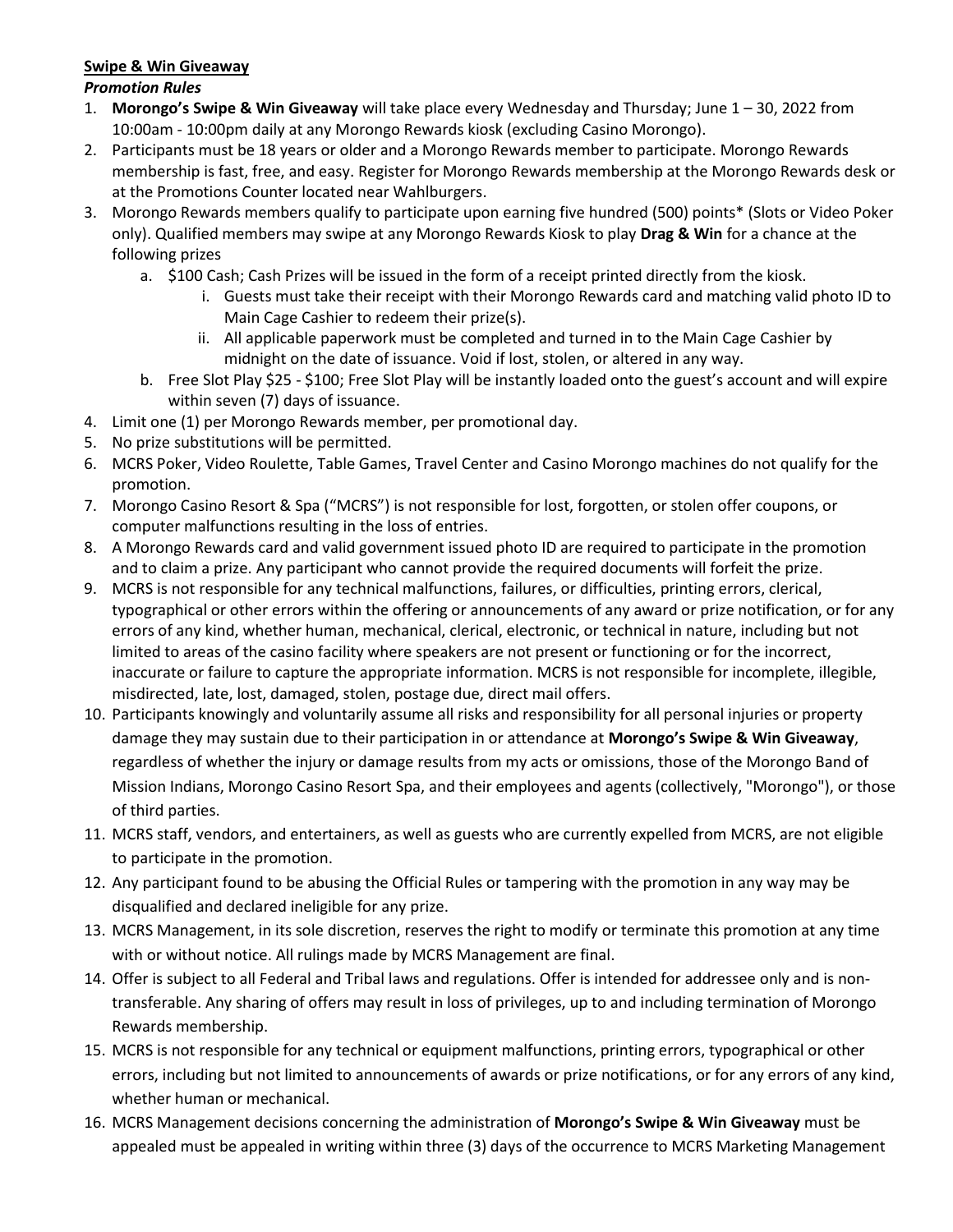**Swipe & Win Giveaway**

***Promotion Rules***

1. **Morongo's Swipe & Win Giveaway** will take place every Wednesday and Thursday; June 1 – 30, 2022 from 10:00am - 10:00pm daily at any Morongo Rewards kiosk (excluding Casino Morongo).
2. Participants must be 18 years or older and a Morongo Rewards member to participate. Morongo Rewards membership is fast, free, and easy. Register for Morongo Rewards membership at the Morongo Rewards desk or at the Promotions Counter located near Wahlburgers.
3. Morongo Rewards members qualify to participate upon earning five hundred (500) points* (Slots or Video Poker only). Qualified members may swipe at any Morongo Rewards Kiosk to play **Drag & Win** for a chance at the following prizes
   a. $100 Cash; Cash Prizes will be issued in the form of a receipt printed directly from the kiosk.
      i. Guests must take their receipt with their Morongo Rewards card and matching valid photo ID to Main Cage Cashier to redeem their prize(s).
      ii. All applicable paperwork must be completed and turned in to the Main Cage Cashier by midnight on the date of issuance. Void if lost, stolen, or altered in any way.
   b. Free Slot Play $25 - $100; Free Slot Play will be instantly loaded onto the guest's account and will expire within seven (7) days of issuance.
4. Limit one (1) per Morongo Rewards member, per promotional day.
5. No prize substitutions will be permitted.
6. MCRS Poker, Video Roulette, Table Games, Travel Center and Casino Morongo machines do not qualify for the promotion.
7. Morongo Casino Resort & Spa ("MCRS") is not responsible for lost, forgotten, or stolen offer coupons, or computer malfunctions resulting in the loss of entries.
8. A Morongo Rewards card and valid government issued photo ID are required to participate in the promotion and to claim a prize. Any participant who cannot provide the required documents will forfeit the prize.
9. MCRS is not responsible for any technical malfunctions, failures, or difficulties, printing errors, clerical, typographical or other errors within the offering or announcements of any award or prize notification, or for any errors of any kind, whether human, mechanical, clerical, electronic, or technical in nature, including but not limited to areas of the casino facility where speakers are not present or functioning or for the incorrect, inaccurate or failure to capture the appropriate information. MCRS is not responsible for incomplete, illegible, misdirected, late, lost, damaged, stolen, postage due, direct mail offers.
10. Participants knowingly and voluntarily assume all risks and responsibility for all personal injuries or property damage they may sustain due to their participation in or attendance at **Morongo's Swipe & Win Giveaway**, regardless of whether the injury or damage results from my acts or omissions, those of the Morongo Band of Mission Indians, Morongo Casino Resort Spa, and their employees and agents (collectively, "Morongo"), or those of third parties.
11. MCRS staff, vendors, and entertainers, as well as guests who are currently expelled from MCRS, are not eligible to participate in the promotion.
12. Any participant found to be abusing the Official Rules or tampering with the promotion in any way may be disqualified and declared ineligible for any prize.
13. MCRS Management, in its sole discretion, reserves the right to modify or terminate this promotion at any time with or without notice. All rulings made by MCRS Management are final.
14. Offer is subject to all Federal and Tribal laws and regulations. Offer is intended for addressee only and is non-transferable. Any sharing of offers may result in loss of privileges, up to and including termination of Morongo Rewards membership.
15. MCRS is not responsible for any technical or equipment malfunctions, printing errors, typographical or other errors, including but not limited to announcements of awards or prize notifications, or for any errors of any kind, whether human or mechanical.
16. MCRS Management decisions concerning the administration of **Morongo's Swipe & Win Giveaway** must be appealed must be appealed in writing within three (3) days of the occurrence to MCRS Marketing Management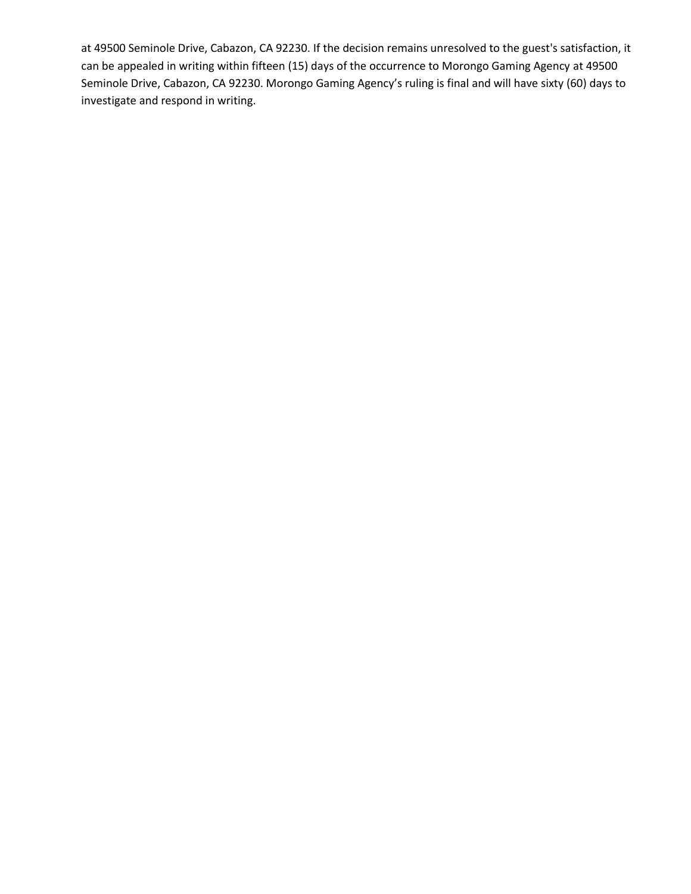at 49500 Seminole Drive, Cabazon, CA 92230. If the decision remains unresolved to the guest's satisfaction, it can be appealed in writing within fifteen (15) days of the occurrence to Morongo Gaming Agency at 49500 Seminole Drive, Cabazon, CA 92230. Morongo Gaming Agency's ruling is final and will have sixty (60) days to investigate and respond in writing.